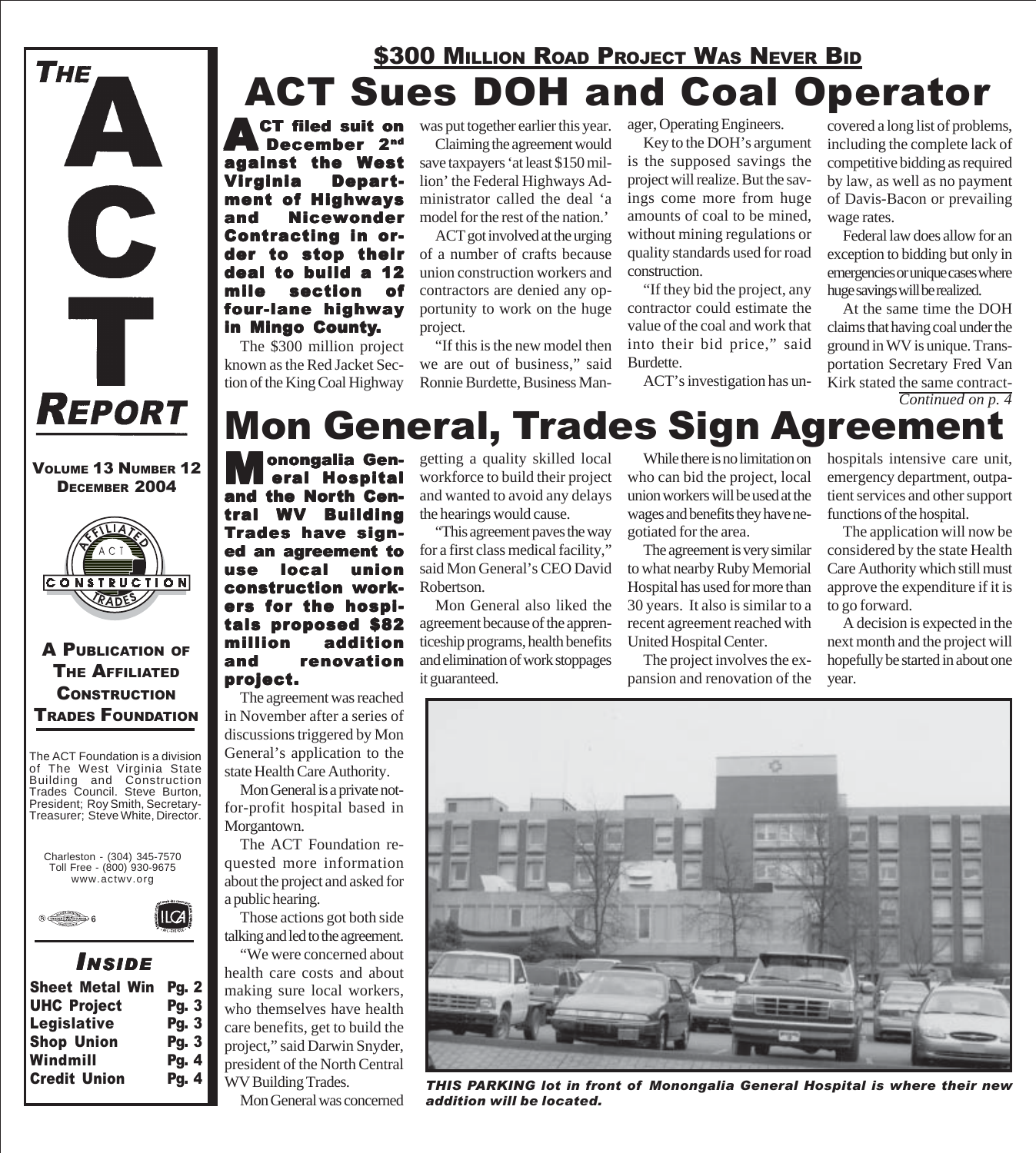# THE ACT REPORT

**VOLUME 13 NUMBER 12**
**DECEMBER 2004**

**A PUBLICATION OF THE AFFILIATED CONSTRUCTION TRADES FOUNDATION**

The ACT Foundation is a division of The West Virginia State Building and Construction Trades Council. Steve Burton, President; Roy Smith, Secretary-Treasurer; Steve White, Director.

Charleston - (304) 345-7570
Toll Free - (800) 930-9675
www.actwv.org

### INSIDE

| | |
|---|---|
| Sheet Metal Win | Pg. 2 |
| UHC Project | Pg. 3 |
| Legislative | Pg. 3 |
| Shop Union | Pg. 3 |
| Windmill | Pg. 4 |
| Credit Union | Pg. 4 |

## $300 MILLION ROAD PROJECT WAS NEVER BID

# ACT Sues DOH and Coal Operator

**ACT filed suit on December 2nd against the West Virginia Department of Highways and Nicewonder Contracting in order to stop their deal to build a 12 mile section of four-lane highway in Mingo County.**

The $300 million project known as the Red Jacket Section of the King Coal Highway was put together earlier this year.

Claiming the agreement would save taxpayers 'at least $150 million' the Federal Highways Administrator called the deal 'a model for the rest of the nation.'

ACT got involved at the urging of a number of crafts because union construction workers and contractors are denied any opportunity to work on the huge project.

"If this is the new model then we are out of business," said Ronnie Burdette, Business Manager, Operating Engineers.

Key to the DOH's argument is the supposed savings the project will realize. But the savings come more from huge amounts of coal to be mined, without mining regulations or quality standards used for road construction.

"If they bid the project, any contractor could estimate the value of the coal and work that into their bid price," said Burdette.

ACT's investigation has uncovered a long list of problems, including the complete lack of competitive bidding as required by law, as well as no payment of Davis-Bacon or prevailing wage rates.

Federal law does allow for an exception to bidding but only in emergencies or unique cases where huge savings will be realized.

At the same time the DOH claims that having coal under the ground in WV is unique. Transportation Secretary Fred Van Kirk stated the same contract-

*Continued on p. 4*

# Mon General, Trades Sign Agreement

**Monongalia General Hospital and the North Central WV Building Trades have signed an agreement to use local union construction workers for the hospitals proposed $82 million addition and renovation project.**

The agreement was reached in November after a series of discussions triggered by Mon General's application to the state Health Care Authority.

Mon General is a private not-for-profit hospital based in Morgantown.

The ACT Foundation requested more information about the project and asked for a public hearing.

Those actions got both side talking and led to the agreement.

"We were concerned about health care costs and about making sure local workers, who themselves have health care benefits, get to build the project," said Darwin Snyder, president of the North Central WV Building Trades.

Mon General was concerned getting a quality skilled local workforce to build their project and wanted to avoid any delays the hearings would cause.

"This agreement paves the way for a first class medical facility," said Mon General's CEO David Robertson.

Mon General also liked the agreement because of the apprenticeship programs, health benefits and elimination of work stoppages it guaranteed.

While there is no limitation on who can bid the project, local union workers will be used at the wages and benefits they have negotiated for the area.

The agreement is very similar to what nearby Ruby Memorial Hospital has used for more than 30 years. It also is similar to a recent agreement reached with United Hospital Center.

The project involves the expansion and renovation of the hospitals intensive care unit, emergency department, outpatient services and other support functions of the hospital.

The application will now be considered by the state Health Care Authority which still must approve the expenditure if it is to go forward.

A decision is expected in the next month and the project will hopefully be started in about one year.

*THIS PARKING lot in front of Monongalia General Hospital is where their new addition will be located.*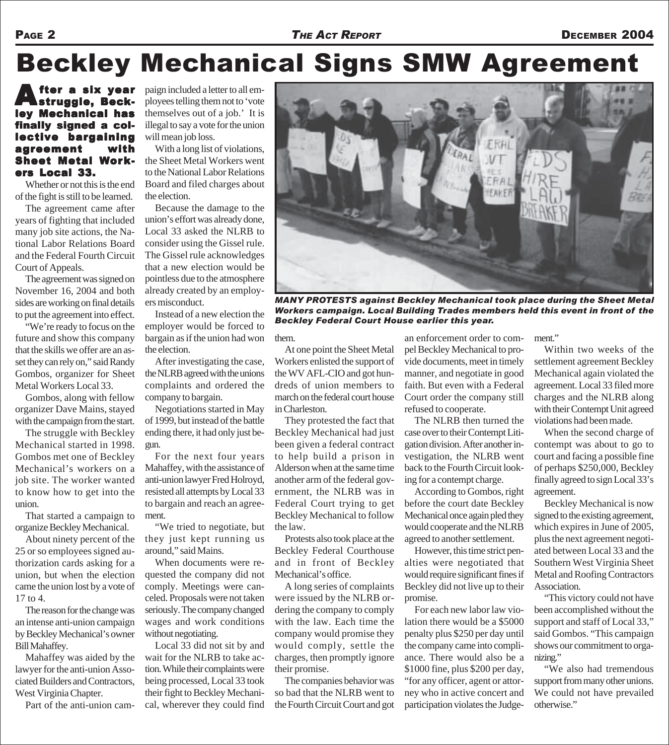# Beckley Mechanical Signs SMW Agreement

**After a six year struggle, Beckley Mechanical has finally signed a collective bargaining agreement with Sheet Metal Workers Local 33.**

Whether or not this is the end of the fight is still to be learned.

The agreement came after years of fighting that included many job site actions, the National Labor Relations Board and the Federal Fourth Circuit Court of Appeals.

The agreement was signed on November 16, 2004 and both sides are working on final details to put the agreement into effect.

"We're ready to focus on the future and show this company that the skills we offer are an asset they can rely on," said Randy Gombos, organizer for Sheet Metal Workers Local 33.

Gombos, along with fellow organizer Dave Mains, stayed with the campaign from the start.

The struggle with Beckley Mechanical started in 1998. Gombos met one of Beckley Mechanical's workers on a job site. The worker wanted to know how to get into the union.

That started a campaign to organize Beckley Mechanical.

About ninety percent of the 25 or so employees signed authorization cards asking for a union, but when the election came the union lost by a vote of 17 to 4.

The reason for the change was an intense anti-union campaign by Beckley Mechanical's owner Bill Mahaffey.

Mahaffey was aided by the lawyer for the anti-union Associated Builders and Contractors, West Virginia Chapter.

Part of the anti-union campaign included a letter to all employees telling them not to 'vote themselves out of a job.' It is illegal to say a vote for the union will mean job loss.

With a long list of violations, the Sheet Metal Workers went to the National Labor Relations Board and filed charges about the election.

Because the damage to the union's effort was already done, Local 33 asked the NLRB to consider using the Gissel rule. The Gissel rule acknowledges that a new election would be pointless due to the atmosphere already created by an employers misconduct.

Instead of a new election the employer would be forced to bargain as if the union had won the election.

After investigating the case, the NLRB agreed with the unions complaints and ordered the company to bargain.

Negotiations started in May of 1999, but instead of the battle ending there, it had only just begun.

For the next four years Mahaffey, with the assistance of anti-union lawyer Fred Holroyd, resisted all attempts by Local 33 to bargain and reach an agreement.

"We tried to negotiate, but they just kept running us around," said Mains.

When documents were requested the company did not comply. Meetings were canceled. Proposals were not taken seriously. The company changed wages and work conditions without negotiating.

Local 33 did not sit by and wait for the NLRB to take action. While their complaints were being processed, Local 33 took their fight to Beckley Mechanical, wherever they could find them.

*MANY PROTESTS against Beckley Mechanical took place during the Sheet Metal Workers campaign. Local Building Trades members held this event in front of the Beckley Federal Court House earlier this year.*

At one point the Sheet Metal Workers enlisted the support of the WV AFL-CIO and got hundreds of union members to march on the federal court house in Charleston.

They protested the fact that Beckley Mechanical had just been given a federal contract to help build a prison in Alderson when at the same time another arm of the federal government, the NLRB was in Federal Court trying to get Beckley Mechanical to follow the law.

Protests also took place at the Beckley Federal Courthouse and in front of Beckley Mechanical's office.

A long series of complaints were issued by the NLRB ordering the company to comply with the law. Each time the company would promise they would comply, settle the charges, then promptly ignore their promise.

The companies behavior was so bad that the NLRB went to the Fourth Circuit Court and got an enforcement order to compel Beckley Mechanical to provide documents, meet in timely manner, and negotiate in good faith. But even with a Federal Court order the company still refused to cooperate.

The NLRB then turned the case over to their Contempt Litigation division. After another investigation, the NLRB went back to the Fourth Circuit looking for a contempt charge.

According to Gombos, right before the court date Beckley Mechanical once again pled they would cooperate and the NLRB agreed to another settlement.

However, this time strict penalties were negotiated that would require significant fines if Beckley did not live up to their promise.

For each new labor law violation there would be a $5000 penalty plus $250 per day until the company came into compliance. There would also be a $1000 fine, plus $200 per day, "for any officer, agent or attorney who in active concert and participation violates the Judgement."

Within two weeks of the settlement agreement Beckley Mechanical again violated the agreement. Local 33 filed more charges and the NLRB along with their Contempt Unit agreed violations had been made.

When the second charge of contempt was about to go to court and facing a possible fine of perhaps $250,000, Beckley finally agreed to sign Local 33's agreement.

Beckley Mechanical is now signed to the existing agreement, which expires in June of 2005, plus the next agreement negotiated between Local 33 and the Southern West Virginia Sheet Metal and Roofing Contractors Association.

"This victory could not have been accomplished without the support and staff of Local 33," said Gombos. "This campaign shows our commitment to organizing."

"We also had tremendous support from many other unions. We could not have prevailed otherwise."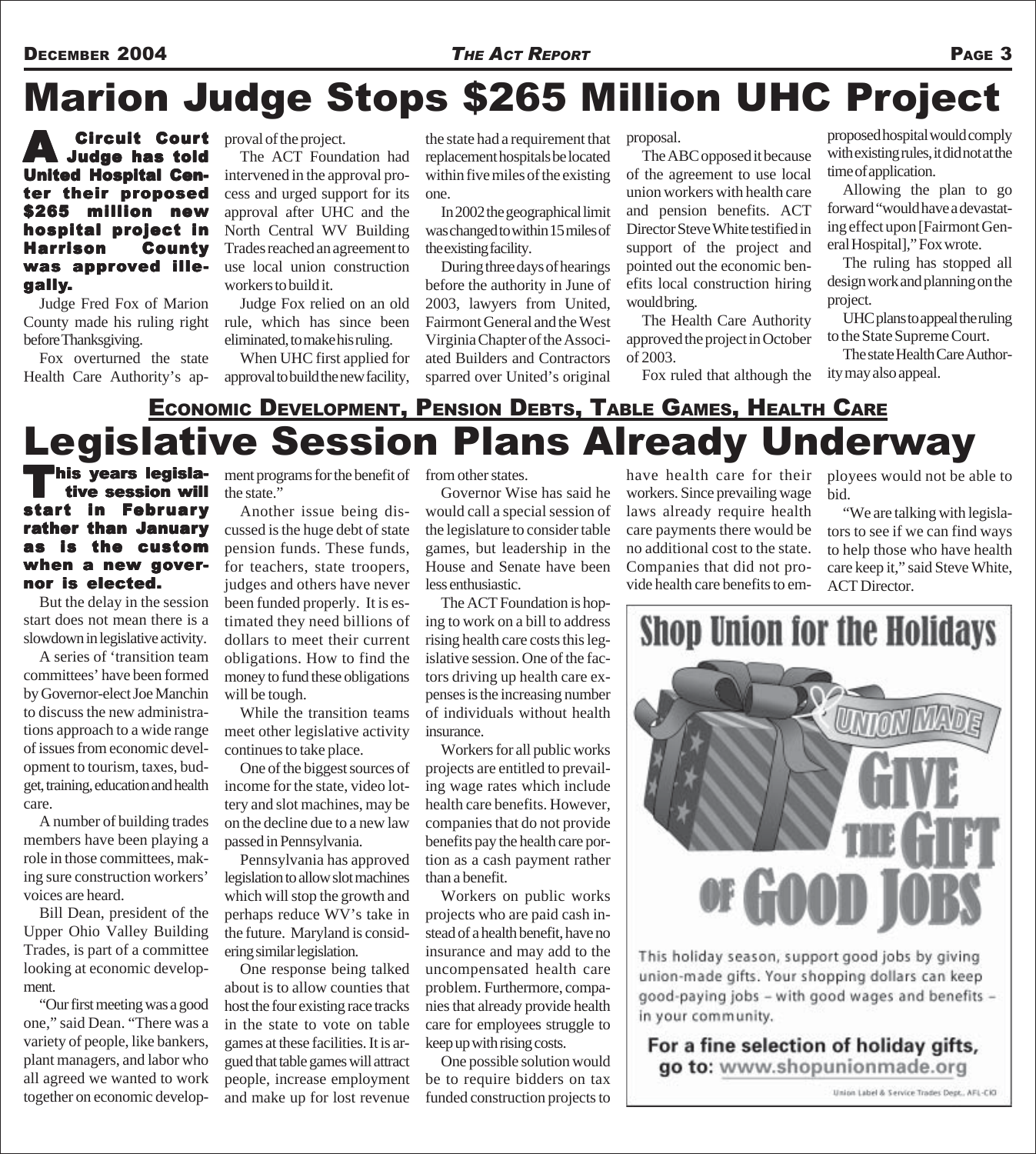# Marion Judge Stops $265 Million UHC Project

**A Circuit Court Judge has told United Hospital Center their proposed $265 million new hospital project in Harrison County was approved illegally.**

Judge Fred Fox of Marion County made his ruling right before Thanksgiving.

Fox overturned the state Health Care Authority's approval of the project.

The ACT Foundation had intervened in the approval process and urged support for its approval after UHC and the North Central WV Building Trades reached an agreement to use local union construction workers to build it.

Judge Fox relied on an old rule, which has since been eliminated, to make his ruling.

When UHC first applied for approval to build the new facility, the state had a requirement that replacement hospitals be located within five miles of the existing one.

In 2002 the geographical limit was changed to within 15 miles of the existing facility.

During three days of hearings before the authority in June of 2003, lawyers from United, Fairmont General and the West Virginia Chapter of the Associated Builders and Contractors sparred over United's original proposal.

The ABC opposed it because of the agreement to use local union workers with health care and pension benefits. ACT Director Steve White testified in support of the project and pointed out the economic benefits local construction hiring would bring.

The Health Care Authority approved the project in October of 2003.

Fox ruled that although the proposed hospital would comply with existing rules, it did not at the time of application.

Allowing the plan to go forward "would have a devastating effect upon [Fairmont General Hospital]," Fox wrote.

The ruling has stopped all design work and planning on the project.

UHC plans to appeal the ruling to the State Supreme Court.

The state Health Care Authority may also appeal.

## Economic Development, Pension Debts, Table Games, Health Care

# Legislative Session Plans Already Underway

**This years legislative session will start in February rather than January as is the custom when a new governor is elected.**

But the delay in the session start does not mean there is a slowdown in legislative activity.

A series of 'transition team committees' have been formed by Governor-elect Joe Manchin to discuss the new administrations approach to a wide range of issues from economic development to tourism, taxes, budget, training, education and health care.

A number of building trades members have been playing a role in those committees, making sure construction workers' voices are heard.

Bill Dean, president of the Upper Ohio Valley Building Trades, is part of a committee looking at economic development.

"Our first meeting was a good one," said Dean. "There was a variety of people, like bankers, plant managers, and labor who all agreed we wanted to work together on economic development programs for the benefit of the state."

Another issue being discussed is the huge debt of state pension funds. These funds, for teachers, state troopers, judges and others have never been funded properly. It is estimated they need billions of dollars to meet their current obligations. How to find the money to fund these obligations will be tough.

While the transition teams meet other legislative activity continues to take place.

One of the biggest sources of income for the state, video lottery and slot machines, may be on the decline due to a new law passed in Pennsylvania.

Pennsylvania has approved legislation to allow slot machines which will stop the growth and perhaps reduce WV's take in the future. Maryland is considering similar legislation.

One response being talked about is to allow counties that host the four existing race tracks in the state to vote on table games at these facilities. It is argued that table games will attract people, increase employment and make up for lost revenue from other states.

Governor Wise has said he would call a special session of the legislature to consider table games, but leadership in the House and Senate have been less enthusiastic.

The ACT Foundation is hoping to work on a bill to address rising health care costs this legislative session. One of the factors driving up health care expenses is the increasing number of individuals without health insurance.

Workers for all public works projects are entitled to prevailing wage rates which include health care benefits. However, companies that do not provide benefits pay the health care portion as a cash payment rather than a benefit.

Workers on public works projects who are paid cash instead of a health benefit, have no insurance and may add to the uncompensated health care problem. Furthermore, companies that already provide health care for employees struggle to keep up with rising costs.

One possible solution would be to require bidders on tax funded construction projects to have health care for their workers. Since prevailing wage laws already require health care payments there would be no additional cost to the state. Companies that did not provide health care benefits to employees would not be able to bid.

"We are talking with legislators to see if we can find ways to help those who have health care keep it," said Steve White, ACT Director.

**Shop Union for the Holidays**

UNION MADE

GIVE THE GIFT OF GOOD JOBS

This holiday season, support good jobs by giving union-made gifts. Your shopping dollars can keep good-paying jobs – with good wages and benefits – in your community.

**For a fine selection of holiday gifts, go to: www.shopunionmade.org**

Union Label & Service Trades Dept., AFL-CIO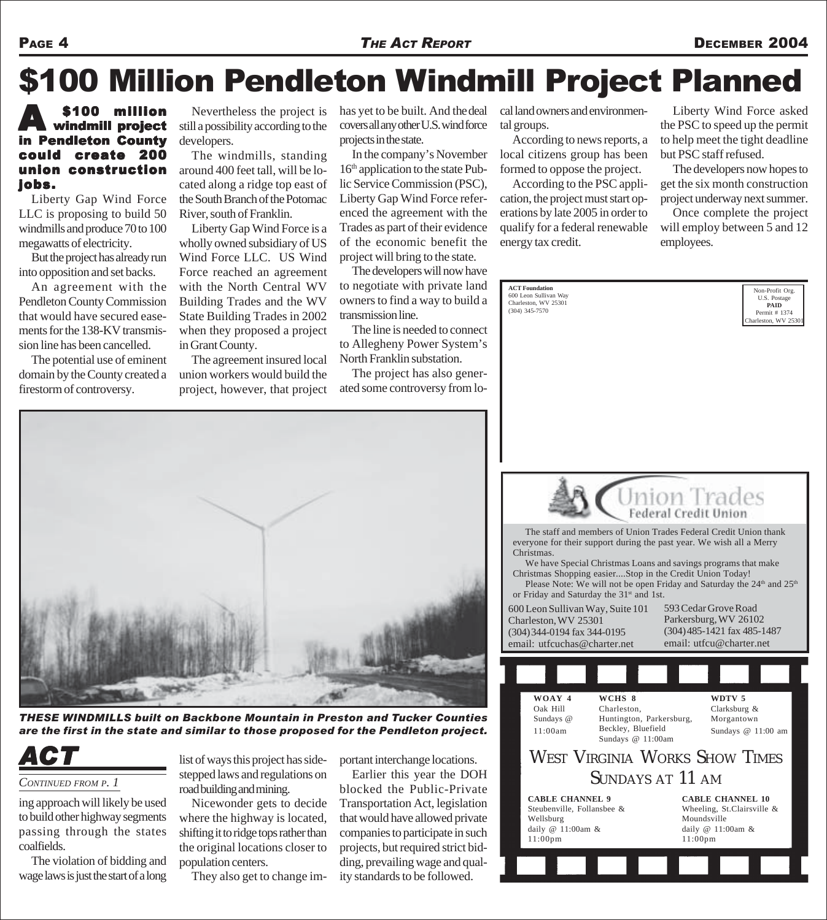# $100 Million Pendleton Windmill Project Planned

**A $100 million windmill project in Pendleton County could create 200 union construction jobs.**

Liberty Gap Wind Force LLC is proposing to build 50 windmills and produce 70 to 100 megawatts of electricity.

But the project has already run into opposition and set backs.

An agreement with the Pendleton County Commission that would have secured easements for the 138-KV transmission line has been cancelled.

The potential use of eminent domain by the County created a firestorm of controversy.

Nevertheless the project is still a possibility according to the developers.

The windmills, standing around 400 feet tall, will be located along a ridge top east of the South Branch of the Potomac River, south of Franklin.

Liberty Gap Wind Force is a wholly owned subsidiary of US Wind Force LLC. US Wind Force reached an agreement with the North Central WV Building Trades and the WV State Building Trades in 2002 when they proposed a project in Grant County.

The agreement insured local union workers would build the project, however, that project has yet to be built. And the deal covers all any other U.S. wind force projects in the state.

In the company's November 16th application to the state Public Service Commission (PSC), Liberty Gap Wind Force referenced the agreement with the Trades as part of their evidence of the economic benefit the project will bring to the state.

The developers will now have to negotiate with private land owners to find a way to build a transmission line.

The line is needed to connect to Allegheny Power System's North Franklin substation.

The project has also generated some controversy from local land owners and environmental groups.

According to news reports, a local citizens group has been formed to oppose the project.

According to the PSC application, the project must start operations by late 2005 in order to qualify for a federal renewable energy tax credit.

Liberty Wind Force asked the PSC to speed up the permit to help meet the tight deadline but PSC staff refused.

The developers now hopes to get the six month construction project underway next summer.

Once complete the project will employ between 5 and 12 employees.

***THESE WINDMILLS built on Backbone Mountain in Preston and Tucker Counties are the first in the state and similar to those proposed for the Pendleton project.***

## ACT

*CONTINUED FROM P. 1*

ing approach will likely be used to build other highway segments passing through the states coalfields.

The violation of bidding and wage laws is just the start of a long list of ways this project has sidestepped laws and regulations on road building and mining.

Nicewonder gets to decide where the highway is located, shifting it to ridge tops rather than the original locations closer to population centers.

They also get to change important interchange locations.

Earlier this year the DOH blocked the Public-Private Transportation Act, legislation that would have allowed private companies to participate in such projects, but required strict bidding, prevailing wage and quality standards to be followed.

---

**ACT Foundation**
600 Leon Sullivan Way
Charleston, WV 25301
(304) 345-7570

Non-Profit Org.
U.S. Postage
**PAID**
Permit # 1374
Charleston, WV 25301

---

**Union Trades Federal Credit Union**

The staff and members of Union Trades Federal Credit Union thank everyone for their support during the past year. We wish all a Merry Christmas.

We have Special Christmas Loans and savings programs that make Christmas Shopping easier....Stop in the Credit Union Today!

Please Note: We will not be open Friday and Saturday the 24th and 25th or Friday and Saturday the 31st and 1st.

600 Leon Sullivan Way, Suite 101
Charleston, WV 25301
(304) 344-0194 fax 344-0195
email: utfcuchas@charter.net

593 Cedar Grove Road
Parkersburg, WV 26102
(304) 485-1421 fax 485-1487
email: utfcu@charter.net

---

**WOAY 4**
Oak Hill
Sundays @ 11:00am

**WCHS 8**
Charleston, Huntington, Parkersburg, Beckley, Bluefield
Sundays @ 11:00am

**WDTV 5**
Clarksburg & Morgantown
Sundays @ 11:00 am

## WEST VIRGINIA WORKS SHOW TIMES SUNDAYS AT 11 AM

**CABLE CHANNEL 9**
Steubenville, Follansbee & Wellsburg
daily @ 11:00am & 11:00pm

**CABLE CHANNEL 10**
Wheeling, St.Clairsville & Moundsville
daily @ 11:00am & 11:00pm